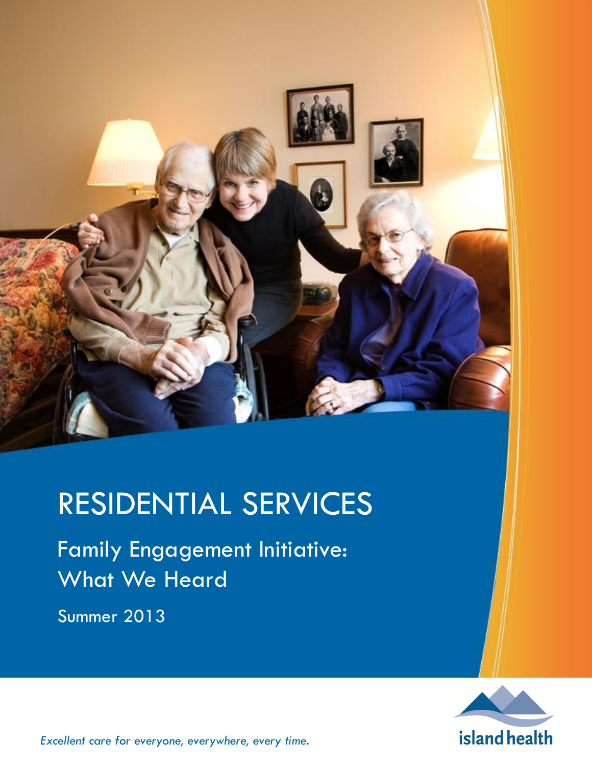# RESIDENTIAL SERVICES

## Family Engagement Initiative: What We Heard

Summer 2013

*Excellent care for everyone, everywhere, every time.*

island health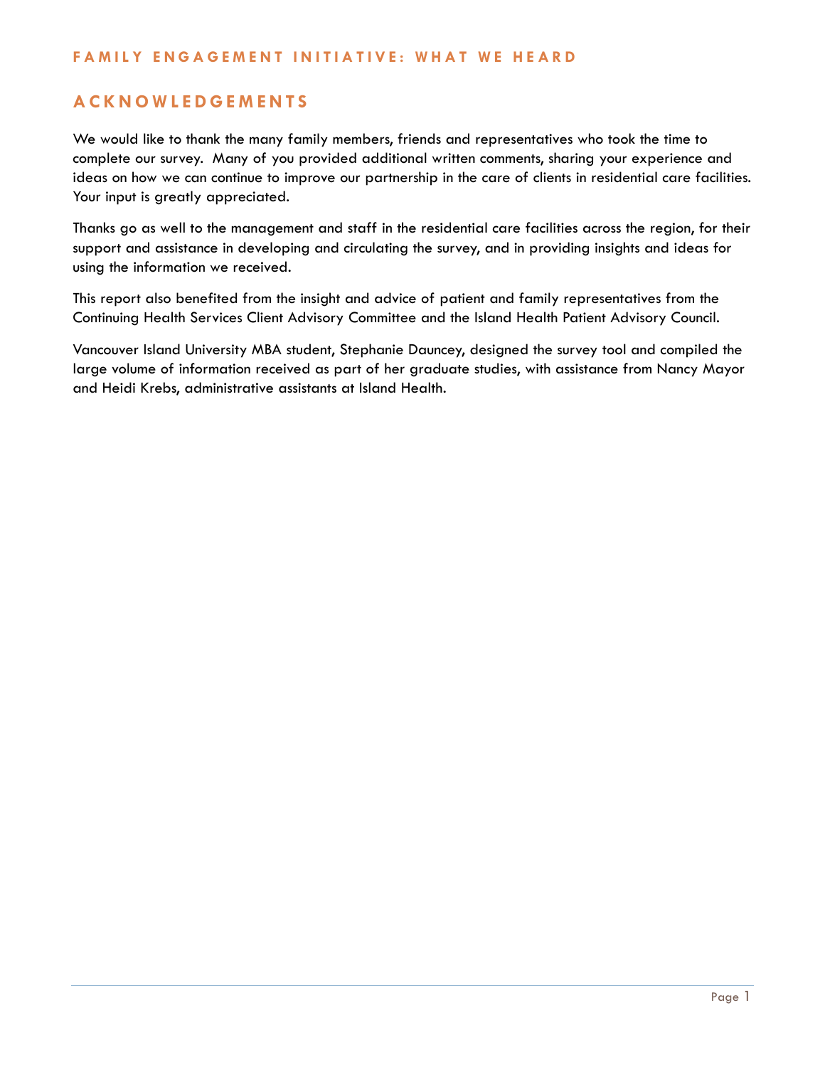## ACKNOWLEDGEMENTS

We would like to thank the many family members, friends and representatives who took the time to complete our survey. Many of you provided additional written comments, sharing your experience and ideas on how we can continue to improve our partnership in the care of clients in residential care facilities. Your input is greatly appreciated.

Thanks go as well to the management and staff in the residential care facilities across the region, for their support and assistance in developing and circulating the survey, and in providing insights and ideas for using the information we received.

This report also benefited from the insight and advice of patient and family representatives from the Continuing Health Services Client Advisory Committee and the Island Health Patient Advisory Council.

Vancouver Island University MBA student, Stephanie Dauncey, designed the survey tool and compiled the large volume of information received as part of her graduate studies, with assistance from Nancy Mayor and Heidi Krebs, administrative assistants at Island Health.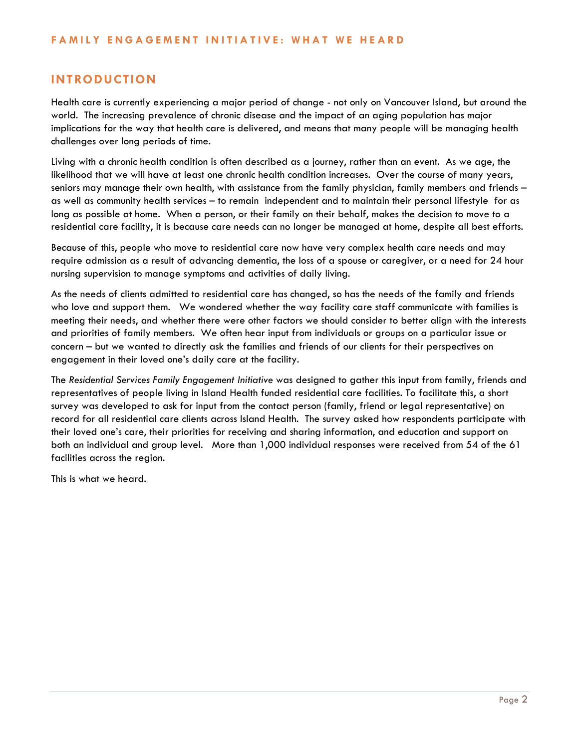## INTRODUCTION

Health care is currently experiencing a major period of change - not only on Vancouver Island, but around the world. The increasing prevalence of chronic disease and the impact of an aging population has major implications for the way that health care is delivered, and means that many people will be managing health challenges over long periods of time.

Living with a chronic health condition is often described as a journey, rather than an event. As we age, the likelihood that we will have at least one chronic health condition increases. Over the course of many years, seniors may manage their own health, with assistance from the family physician, family members and friends – as well as community health services – to remain independent and to maintain their personal lifestyle for as long as possible at home. When a person, or their family on their behalf, makes the decision to move to a residential care facility, it is because care needs can no longer be managed at home, despite all best efforts.

Because of this, people who move to residential care now have very complex health care needs and may require admission as a result of advancing dementia, the loss of a spouse or caregiver, or a need for 24 hour nursing supervision to manage symptoms and activities of daily living.

As the needs of clients admitted to residential care has changed, so has the needs of the family and friends who love and support them. We wondered whether the way facility care staff communicate with families is meeting their needs, and whether there were other factors we should consider to better align with the interests and priorities of family members. We often hear input from individuals or groups on a particular issue or concern – but we wanted to directly ask the families and friends of our clients for their perspectives on engagement in their loved one's daily care at the facility.

The *Residential Services Family Engagement Initiative* was designed to gather this input from family, friends and representatives of people living in Island Health funded residential care facilities. To facilitate this, a short survey was developed to ask for input from the contact person (family, friend or legal representative) on record for all residential care clients across Island Health. The survey asked how respondents participate with their loved one's care, their priorities for receiving and sharing information, and education and support on both an individual and group level. More than 1,000 individual responses were received from 54 of the 61 facilities across the region.

This is what we heard.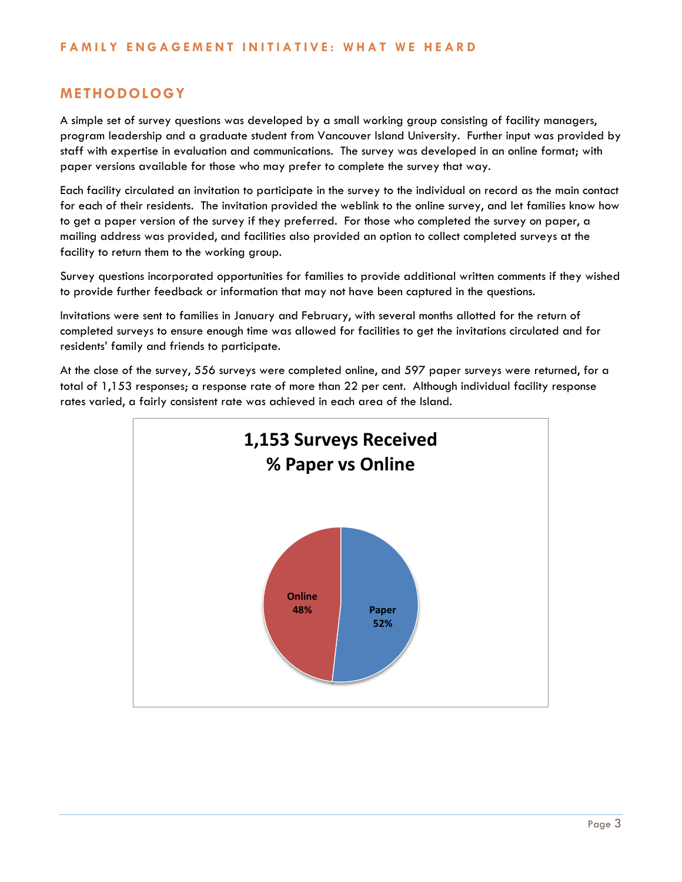## METHODOLOGY

A simple set of survey questions was developed by a small working group consisting of facility managers, program leadership and a graduate student from Vancouver Island University. Further input was provided by staff with expertise in evaluation and communications. The survey was developed in an online format; with paper versions available for those who may prefer to complete the survey that way.

Each facility circulated an invitation to participate in the survey to the individual on record as the main contact for each of their residents. The invitation provided the weblink to the online survey, and let families know how to get a paper version of the survey if they preferred. For those who completed the survey on paper, a mailing address was provided, and facilities also provided an option to collect completed surveys at the facility to return them to the working group.

Survey questions incorporated opportunities for families to provide additional written comments if they wished to provide further feedback or information that may not have been captured in the questions.

Invitations were sent to families in January and February, with several months allotted for the return of completed surveys to ensure enough time was allowed for facilities to get the invitations circulated and for residents' family and friends to participate.

At the close of the survey, 556 surveys were completed online, and 597 paper surveys were returned, for a total of 1,153 responses; a response rate of more than 22 per cent. Although individual facility response rates varied, a fairly consistent rate was achieved in each area of the Island.

**1,153 Surveys Received**
**% Paper vs Online**

| Format | % |
|---|---|
| Online | 48% |
| Paper | 52% |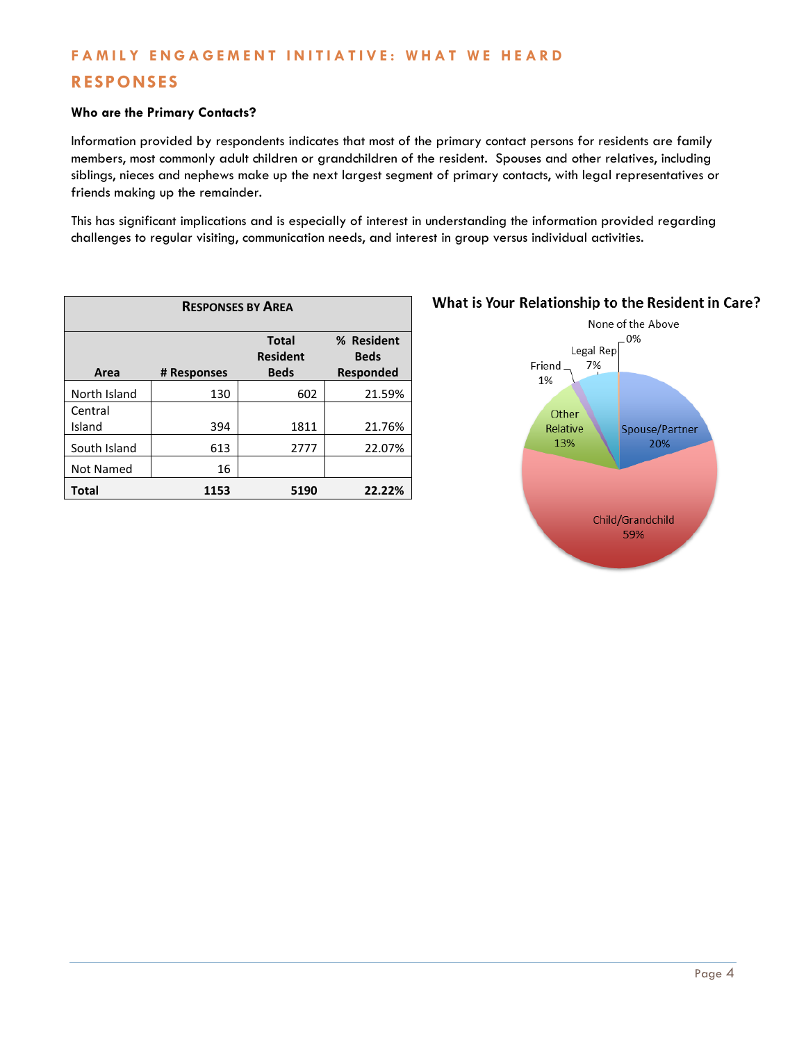## FAMILY ENGAGEMENT INITIATIVE: WHAT WE HEARD

## RESPONSES

**Who are the Primary Contacts?**

Information provided by respondents indicates that most of the primary contact persons for residents are family members, most commonly adult children or grandchildren of the resident. Spouses and other relatives, including siblings, nieces and nephews make up the next largest segment of primary contacts, with legal representatives or friends making up the remainder.

This has significant implications and is especially of interest in understanding the information provided regarding challenges to regular visiting, communication needs, and interest in group versus individual activities.

**RESPONSES BY AREA**

| Area | # Responses | Total Resident Beds | % Resident Beds Responded |
|---|---|---|---|
| North Island | 130 | 602 | 21.59% |
| Central Island | 394 | 1811 | 21.76% |
| South Island | 613 | 2777 | 22.07% |
| Not Named | 16 | | |
| **Total** | **1153** | **5190** | **22.22%** |

**What is Your Relationship to the Resident in Care?**

| Relationship | % |
|---|---|
| Child/Grandchild | 59% |
| Spouse/Partner | 20% |
| Other Relative | 13% |
| Legal Rep | 7% |
| Friend | 1% |
| None of the Above | 0% |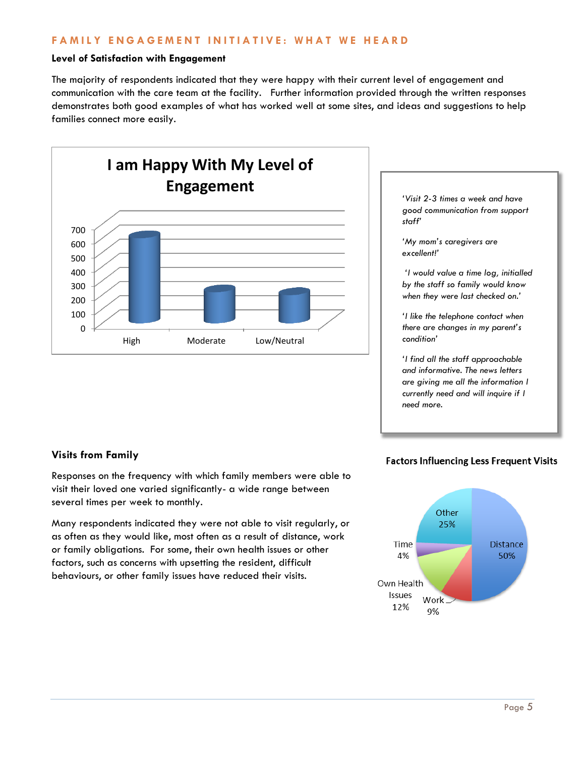## FAMILY ENGAGEMENT INITIATIVE: WHAT WE HEARD

**Level of Satisfaction with Engagement**

The majority of respondents indicated that they were happy with their current level of engagement and communication with the care team at the facility. Further information provided through the written responses demonstrates both good examples of what has worked well at some sites, and ideas and suggestions to help families connect more easily.

**I am Happy With My Level of Engagement**

*'Visit 2-3 times a week and have good communication from support staff'*

*'My mom's caregivers are excellent!'*

*'I would value a time log, initialled by the staff so family would know when they were last checked on.'*

*'I like the telephone contact when there are changes in my parent's condition'*

*'I find all the staff approachable and informative. The news letters are giving me all the information I currently need and will inquire if I need more.*

**Visits from Family**

Responses on the frequency with which family members were able to visit their loved one varied significantly- a wide range between several times per week to monthly.

Many respondents indicated they were not able to visit regularly, or as often as they would like, most often as a result of distance, work or family obligations. For some, their own health issues or other factors, such as concerns with upsetting the resident, difficult behaviours, or other family issues have reduced their visits.

**Factors Influencing Less Frequent Visits**

| Factor | Percentage |
|---|---|
| Distance | 50% |
| Other | 25% |
| Own Health Issues | 12% |
| Work | 9% |
| Time | 4% |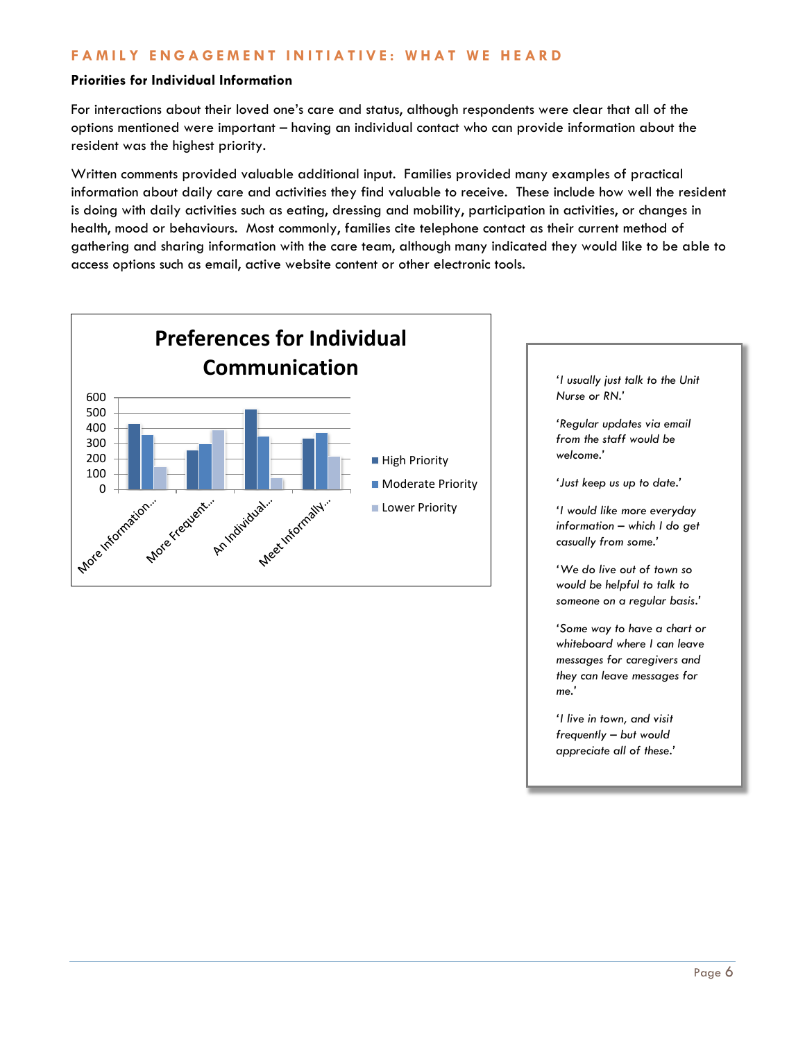**FAMILY ENGAGEMENT INITIATIVE: WHAT WE HEARD**

### Priorities for Individual Information

For interactions about their loved one's care and status, although respondents were clear that all of the options mentioned were important – having an individual contact who can provide information about the resident was the highest priority.

Written comments provided valuable additional input. Families provided many examples of practical information about daily care and activities they find valuable to receive. These include how well the resident is doing with daily activities such as eating, dressing and mobility, participation in activities, or changes in health, mood or behaviours. Most commonly, families cite telephone contact as their current method of gathering and sharing information with the care team, although many indicated they would like to be able to access options such as email, active website content or other electronic tools.

**Preferences for Individual Communication**

| | High Priority | Moderate Priority | Lower Priority |
|---|---|---|---|
| More Information... | ~430 | ~360 | ~150 |
| More Frequent... | ~260 | ~300 | ~390 |
| An Individual... | ~525 | ~350 | ~80 |
| Meet Informally... | ~335 | ~370 | ~220 |

*'I usually just talk to the Unit Nurse or RN.'*

*'Regular updates via email from the staff would be welcome.'*

*'Just keep us up to date.'*

*'I would like more everyday information – which I do get casually from some.'*

*'We do live out of town so would be helpful to talk to someone on a regular basis.'*

*'Some way to have a chart or whiteboard where I can leave messages for caregivers and they can leave messages for me.'*

*'I live in town, and visit frequently – but would appreciate all of these.'*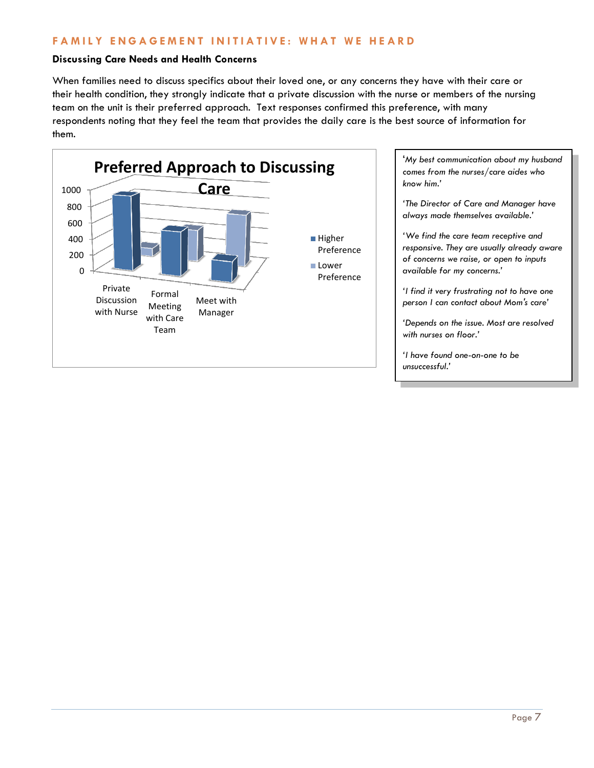# FAMILY ENGAGEMENT INITIATIVE: WHAT WE HEARD

### Discussing Care Needs and Health Concerns

When families need to discuss specifics about their loved one, or any concerns they have with their care or their health condition, they strongly indicate that a private discussion with the nurse or members of the nursing team on the unit is their preferred approach. Text responses confirmed this preference, with many respondents noting that they feel the team that provides the daily care is the best source of information for them.

**Preferred Approach to Discussing Care**

| | Higher Preference | Lower Preference |
|---|---|---|
| Private Discussion with Nurse | ~950 | ~100 |
| Formal Meeting with Care Team | ~550 | ~400 |
| Meet with Manager | ~250 | ~650 |

*'My best communication about my husband comes from the nurses/care aides who know him.'*

*'The Director of Care and Manager have always made themselves available.'*

*'We find the care team receptive and responsive. They are usually already aware of concerns we raise, or open to inputs available for my concerns.'*

*'I find it very frustrating not to have one person I can contact about Mom's care'*

*'Depends on the issue. Most are resolved with nurses on floor.'*

*'I have found one-on-one to be unsuccessful.'*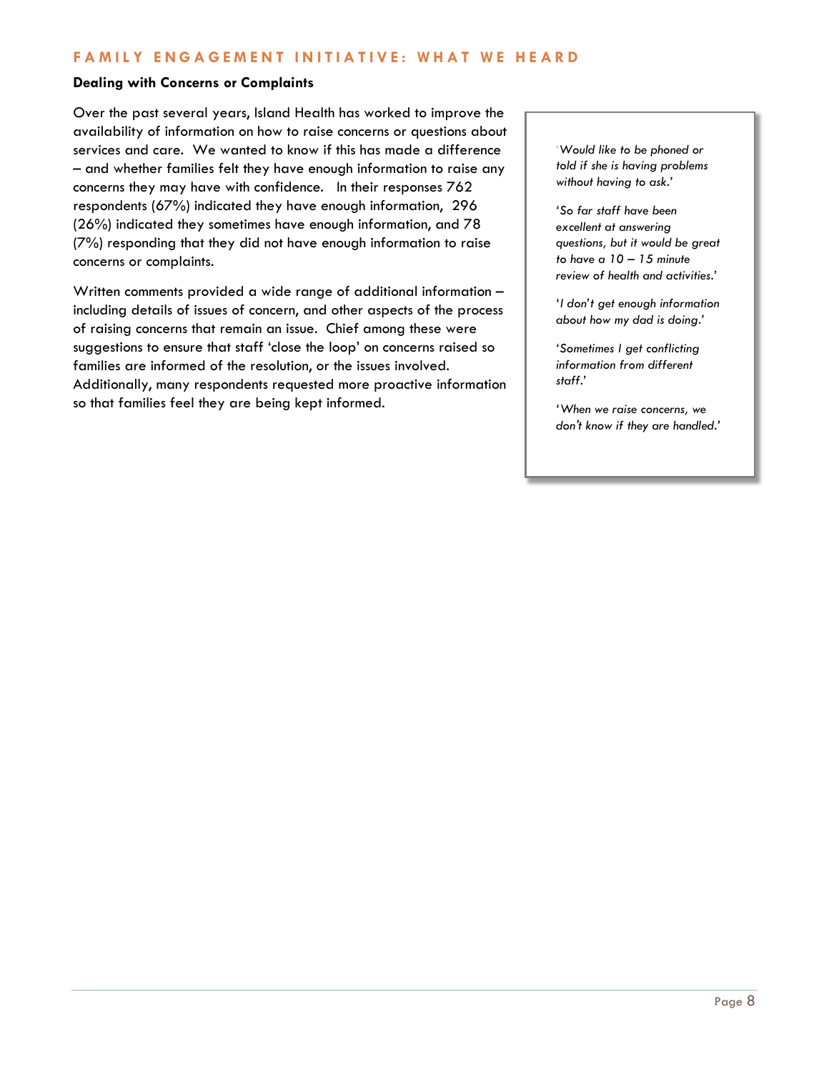## Dealing with Concerns or Complaints

Over the past several years, Island Health has worked to improve the availability of information on how to raise concerns or questions about services and care. We wanted to know if this has made a difference – and whether families felt they have enough information to raise any concerns they may have with confidence. In their responses 762 respondents (67%) indicated they have enough information, 296 (26%) indicated they sometimes have enough information, and 78 (7%) responding that they did not have enough information to raise concerns or complaints.

Written comments provided a wide range of additional information – including details of issues of concern, and other aspects of the process of raising concerns that remain an issue. Chief among these were suggestions to ensure that staff 'close the loop' on concerns raised so families are informed of the resolution, or the issues involved. Additionally, many respondents requested more proactive information so that families feel they are being kept informed.

> *'Would like to be phoned or told if she is having problems without having to ask.'*
>
> *'So far staff have been excellent at answering questions, but it would be great to have a 10 – 15 minute review of health and activities.'*
>
> *'I don't get enough information about how my dad is doing.'*
>
> *'Sometimes I get conflicting information from different staff.'*
>
> *'When we raise concerns, we don't know if they are handled.'*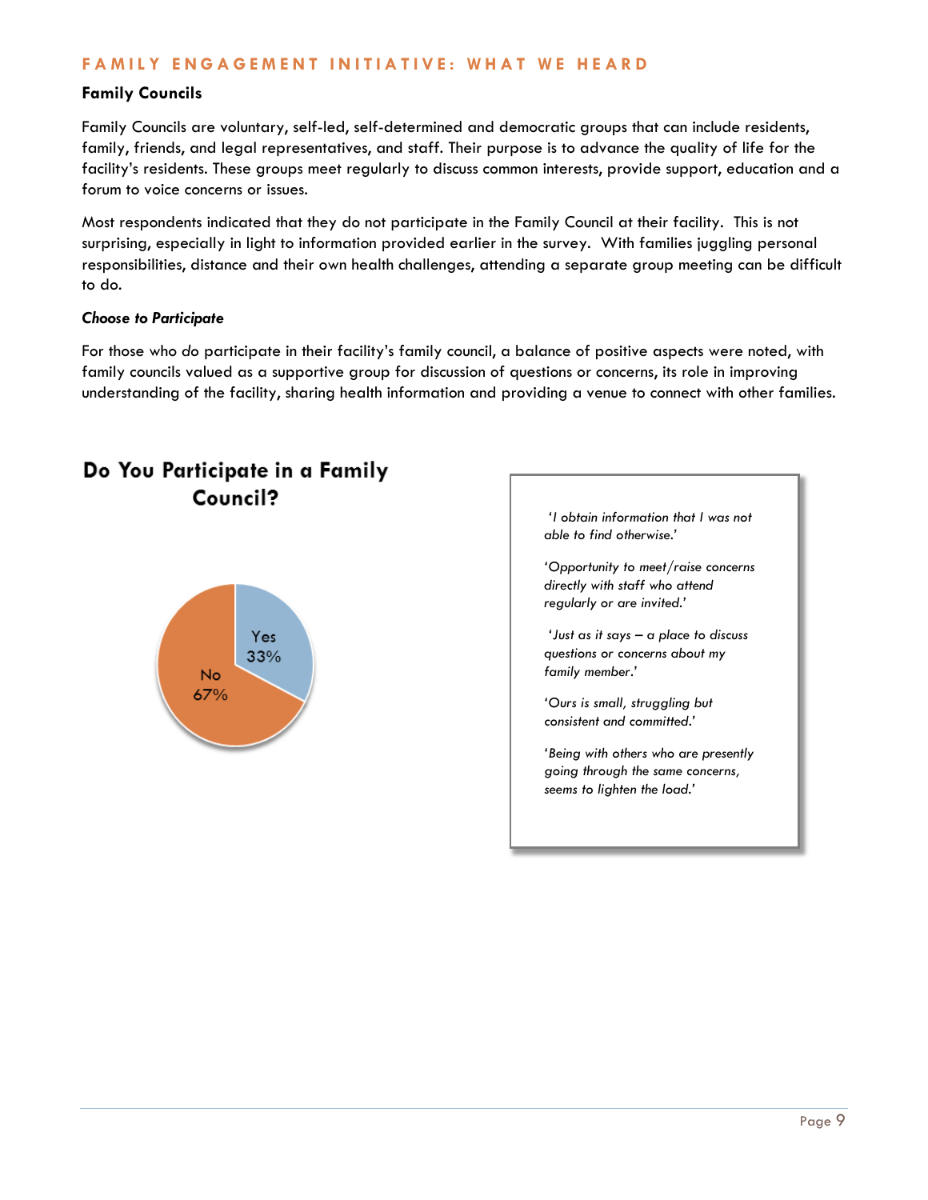## FAMILY ENGAGEMENT INITIATIVE: WHAT WE HEARD

### Family Councils

Family Councils are voluntary, self-led, self-determined and democratic groups that can include residents, family, friends, and legal representatives, and staff. Their purpose is to advance the quality of life for the facility's residents. These groups meet regularly to discuss common interests, provide support, education and a forum to voice concerns or issues.

Most respondents indicated that they do not participate in the Family Council at their facility. This is not surprising, especially in light to information provided earlier in the survey. With families juggling personal responsibilities, distance and their own health challenges, attending a separate group meeting can be difficult to do.

***Choose to Participate***

For those who *do* participate in their facility's family council, a balance of positive aspects were noted, with family councils valued as a supportive group for discussion of questions or concerns, its role in improving understanding of the facility, sharing health information and providing a venue to connect with other families.

**Do You Participate in a Family Council?**

| Response | Percentage |
| --- | --- |
| Yes | 33% |
| No | 67% |

*'I obtain information that I was not able to find otherwise.'*

*'Opportunity to meet/raise concerns directly with staff who attend regularly or are invited.'*

*'Just as it says – a place to discuss questions or concerns about my family member.'*

*'Ours is small, struggling but consistent and committed.'*

*'Being with others who are presently going through the same concerns, seems to lighten the load.'*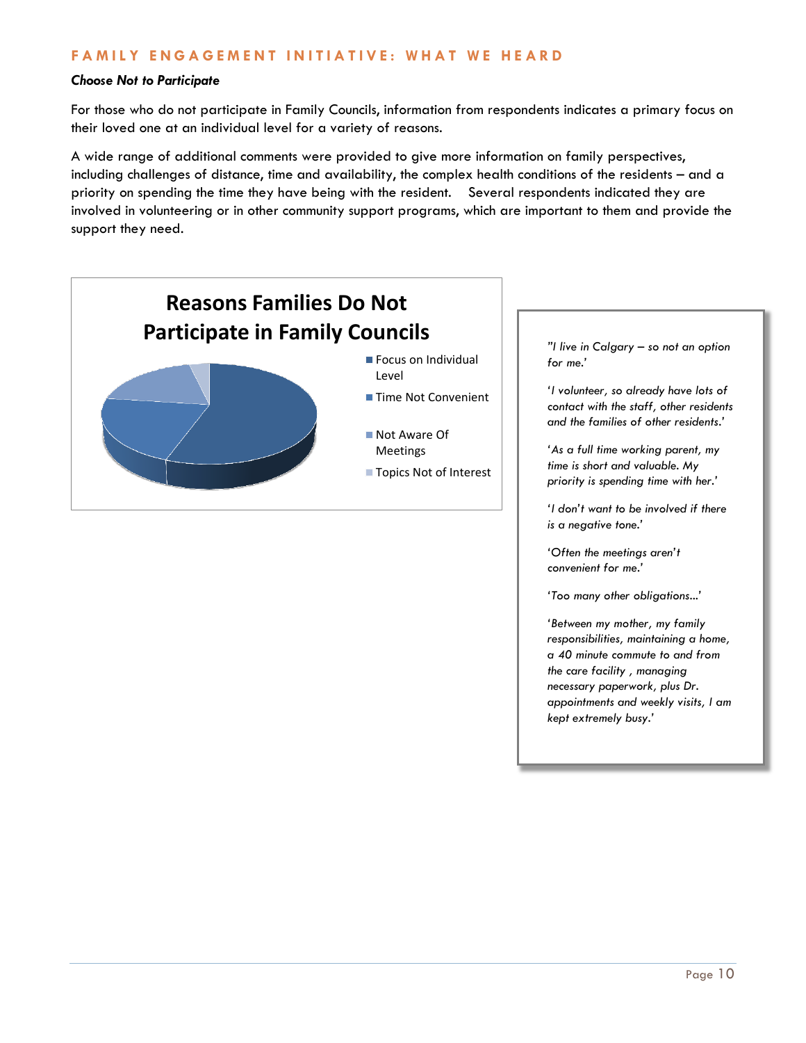## FAMILY ENGAGEMENT INITIATIVE: WHAT WE HEARD

***Choose Not to Participate***

For those who do not participate in Family Councils, information from respondents indicates a primary focus on their loved one at an individual level for a variety of reasons.

A wide range of additional comments were provided to give more information on family perspectives, including challenges of distance, time and availability, the complex health conditions of the residents – and a priority on spending the time they have being with the resident. Several respondents indicated they are involved in volunteering or in other community support programs, which are important to them and provide the support they need.

**Reasons Families Do Not Participate in Family Councils**

- Focus on Individual Level
- Time Not Convenient
- Not Aware Of Meetings
- Topics Not of Interest

*"I live in Calgary – so not an option for me.'*

*'I volunteer, so already have lots of contact with the staff, other residents and the families of other residents.'*

*'As a full time working parent, my time is short and valuable. My priority is spending time with her.'*

*'I don't want to be involved if there is a negative tone.'*

*'Often the meetings aren't convenient for me.'*

*'Too many other obligations...'*

*'Between my mother, my family responsibilities, maintaining a home, a 40 minute commute to and from the care facility , managing necessary paperwork, plus Dr. appointments and weekly visits, I am kept extremely busy.'*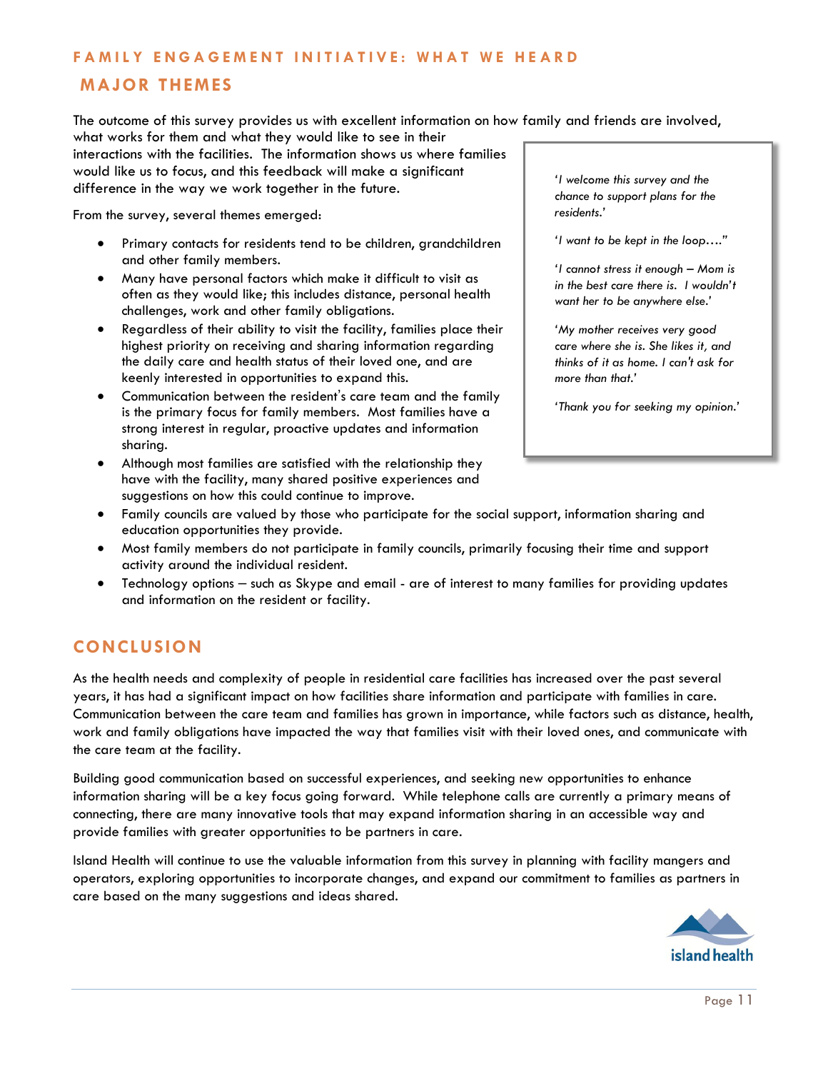## FAMILY ENGAGEMENT INITIATIVE: WHAT WE HEARD

## MAJOR THEMES

The outcome of this survey provides us with excellent information on how family and friends are involved, what works for them and what they would like to see in their interactions with the facilities. The information shows us where families would like us to focus, and this feedback will make a significant difference in the way we work together in the future.

From the survey, several themes emerged:

- Primary contacts for residents tend to be children, grandchildren and other family members.
- Many have personal factors which make it difficult to visit as often as they would like; this includes distance, personal health challenges, work and other family obligations.
- Regardless of their ability to visit the facility, families place their highest priority on receiving and sharing information regarding the daily care and health status of their loved one, and are keenly interested in opportunities to expand this.
- Communication between the resident's care team and the family is the primary focus for family members. Most families have a strong interest in regular, proactive updates and information sharing.
- Although most families are satisfied with the relationship they have with the facility, many shared positive experiences and suggestions on how this could continue to improve.
- Family councils are valued by those who participate for the social support, information sharing and education opportunities they provide.
- Most family members do not participate in family councils, primarily focusing their time and support activity around the individual resident.
- Technology options – such as Skype and email - are of interest to many families for providing updates and information on the resident or facility.

*'I welcome this survey and the chance to support plans for the residents.'*

*'I want to be kept in the loop…."*

*'I cannot stress it enough – Mom is in the best care there is. I wouldn't want her to be anywhere else.'*

*'My mother receives very good care where she is. She likes it, and thinks of it as home. I can't ask for more than that.'*

*'Thank you for seeking my opinion.'*

## CONCLUSION

As the health needs and complexity of people in residential care facilities has increased over the past several years, it has had a significant impact on how facilities share information and participate with families in care. Communication between the care team and families has grown in importance, while factors such as distance, health, work and family obligations have impacted the way that families visit with their loved ones, and communicate with the care team at the facility.

Building good communication based on successful experiences, and seeking new opportunities to enhance information sharing will be a key focus going forward. While telephone calls are currently a primary means of connecting, there are many innovative tools that may expand information sharing in an accessible way and provide families with greater opportunities to be partners in care.

Island Health will continue to use the valuable information from this survey in planning with facility mangers and operators, exploring opportunities to incorporate changes, and expand our commitment to families as partners in care based on the many suggestions and ideas shared.

island health